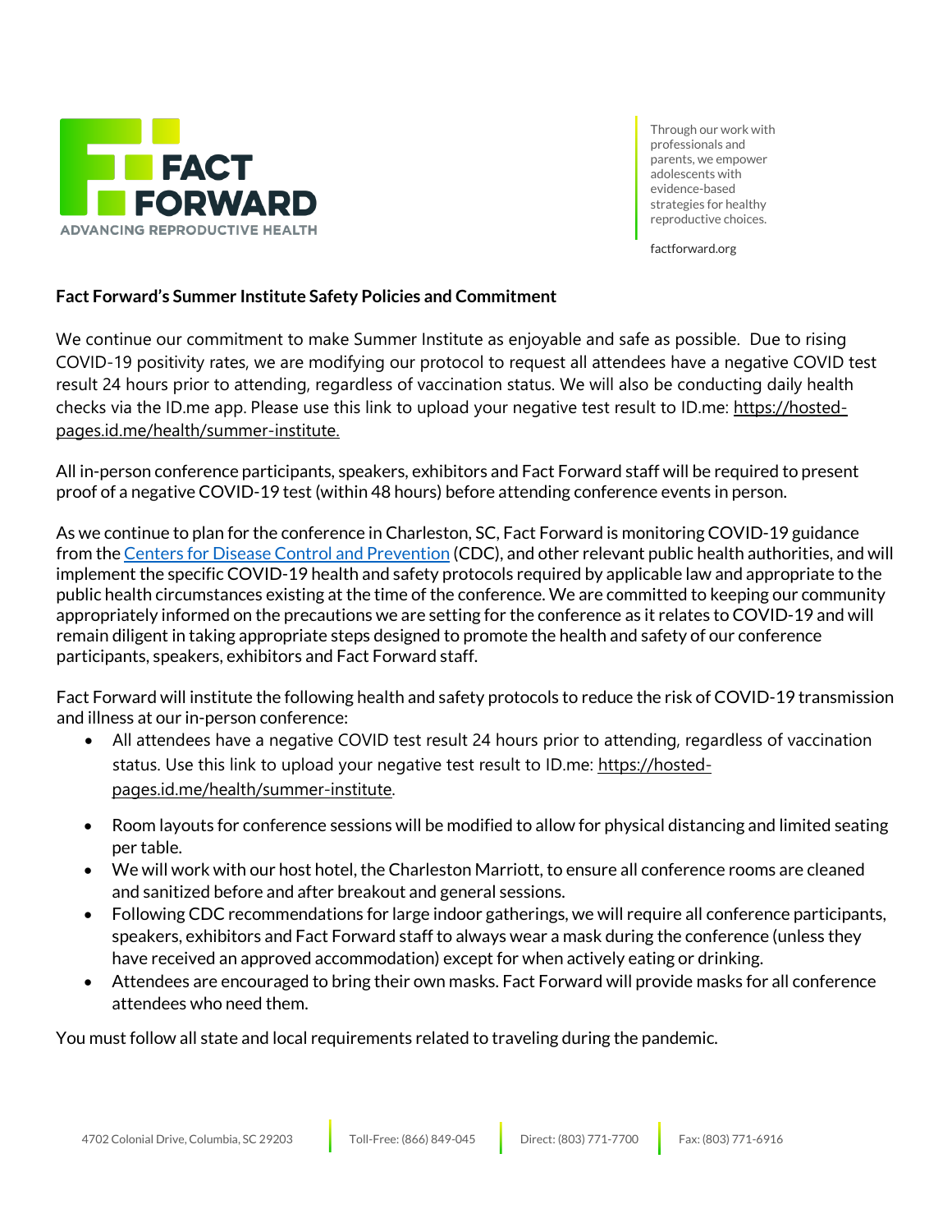FACT FORWARD

ADVANCING REPRODUCTIVE HEALTH

Through our work with professionals and parents, we empower adolescents with evidence-based strategies for healthy reproductive choices.

factforward.org

**Fact Forward's Summer Institute Safety Policies and Commitment**

We continue our commitment to make Summer Institute as enjoyable and safe as possible. Due to rising COVID-19 positivity rates, we are modifying our protocol to request all attendees have a negative COVID test result 24 hours prior to attending, regardless of vaccination status. We will also be conducting daily health checks via the ID.me app. Please use this link to upload your negative test result to ID.me: [https://hosted-pages.id.me/health/summer-institute.](https://hosted-pages.id.me/health/summer-institute)

All in-person conference participants, speakers, exhibitors and Fact Forward staff will be required to present proof of a negative COVID-19 test (within 48 hours) before attending conference events in person.

As we continue to plan for the conference in Charleston, SC, Fact Forward is monitoring COVID-19 guidance from the Centers for Disease Control and Prevention (CDC), and other relevant public health authorities, and will implement the specific COVID-19 health and safety protocols required by applicable law and appropriate to the public health circumstances existing at the time of the conference. We are committed to keeping our community appropriately informed on the precautions we are setting for the conference as it relates to COVID-19 and will remain diligent in taking appropriate steps designed to promote the health and safety of our conference participants, speakers, exhibitors and Fact Forward staff.

Fact Forward will institute the following health and safety protocols to reduce the risk of COVID-19 transmission and illness at our in-person conference:

- All attendees have a negative COVID test result 24 hours prior to attending, regardless of vaccination status. Use this link to upload your negative test result to ID.me: [https://hosted-pages.id.me/health/summer-institute](https://hosted-pages.id.me/health/summer-institute).
- Room layouts for conference sessions will be modified to allow for physical distancing and limited seating per table.
- We will work with our host hotel, the Charleston Marriott, to ensure all conference rooms are cleaned and sanitized before and after breakout and general sessions.
- Following CDC recommendations for large indoor gatherings, we will require all conference participants, speakers, exhibitors and Fact Forward staff to always wear a mask during the conference (unless they have received an approved accommodation) except for when actively eating or drinking.
- Attendees are encouraged to bring their own masks. Fact Forward will provide masks for all conference attendees who need them.

You must follow all state and local requirements related to traveling during the pandemic.

4702 Colonial Drive, Columbia, SC 29203 | Toll-Free: (866) 849-045 | Direct: (803) 771-7700 | Fax: (803) 771-6916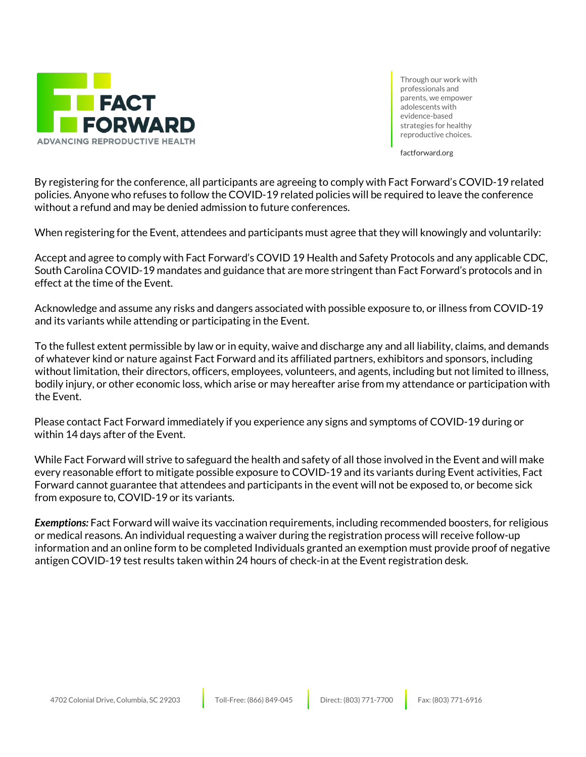FACT FORWARD
ADVANCING REPRODUCTIVE HEALTH

Through our work with professionals and parents, we empower adolescents with evidence-based strategies for healthy reproductive choices.

factforward.org

By registering for the conference, all participants are agreeing to comply with Fact Forward's COVID-19 related policies. Anyone who refuses to follow the COVID-19 related policies will be required to leave the conference without a refund and may be denied admission to future conferences.

When registering for the Event, attendees and participants must agree that they will knowingly and voluntarily:

Accept and agree to comply with Fact Forward's COVID 19 Health and Safety Protocols and any applicable CDC, South Carolina COVID-19 mandates and guidance that are more stringent than Fact Forward's protocols and in effect at the time of the Event.

Acknowledge and assume any risks and dangers associated with possible exposure to, or illness from COVID-19 and its variants while attending or participating in the Event.

To the fullest extent permissible by law or in equity, waive and discharge any and all liability, claims, and demands of whatever kind or nature against Fact Forward and its affiliated partners, exhibitors and sponsors, including without limitation, their directors, officers, employees, volunteers, and agents, including but not limited to illness, bodily injury, or other economic loss, which arise or may hereafter arise from my attendance or participation with the Event.

Please contact Fact Forward immediately if you experience any signs and symptoms of COVID-19 during or within 14 days after of the Event.

While Fact Forward will strive to safeguard the health and safety of all those involved in the Event and will make every reasonable effort to mitigate possible exposure to COVID-19 and its variants during Event activities, Fact Forward cannot guarantee that attendees and participants in the event will not be exposed to, or become sick from exposure to, COVID-19 or its variants.

***Exemptions:*** Fact Forward will waive its vaccination requirements, including recommended boosters, for religious or medical reasons. An individual requesting a waiver during the registration process will receive follow-up information and an online form to be completed Individuals granted an exemption must provide proof of negative antigen COVID-19 test results taken within 24 hours of check-in at the Event registration desk.

4702 Colonial Drive, Columbia, SC 29203 | Toll-Free: (866) 849-045 | Direct: (803) 771-7700 | Fax: (803) 771-6916